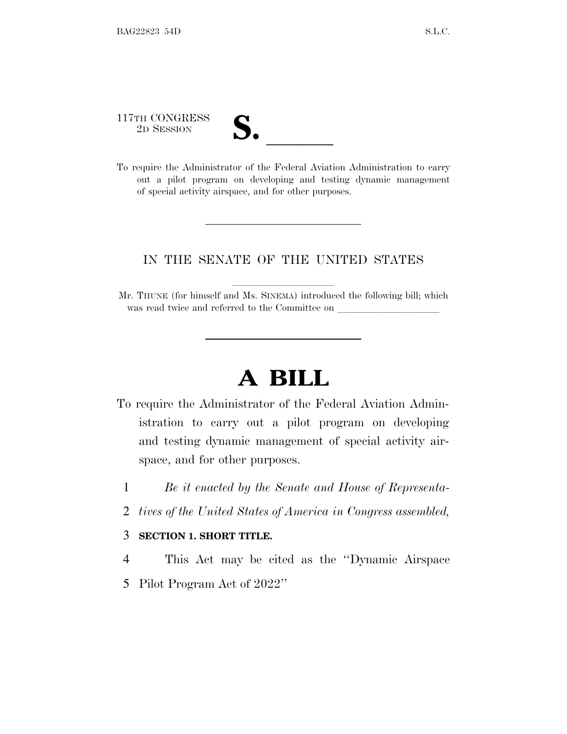117TH CONGRESS
2D SESSION

# S. ______

To require the Administrator of the Federal Aviation Administration to carry out a pilot program on developing and testing dynamic management of special activity airspace, and for other purposes.

---

IN THE SENATE OF THE UNITED STATES

Mr. THUNE (for himself and Ms. SINEMA) introduced the following bill; which was read twice and referred to the Committee on ______________________

---

# A BILL

To require the Administrator of the Federal Aviation Administration to carry out a pilot program on developing and testing dynamic management of special activity airspace, and for other purposes.

1 *Be it enacted by the Senate and House of Representa-*
2 *tives of the United States of America in Congress assembled,*

3 **SECTION 1. SHORT TITLE.**

4 This Act may be cited as the "Dynamic Airspace
5 Pilot Program Act of 2022"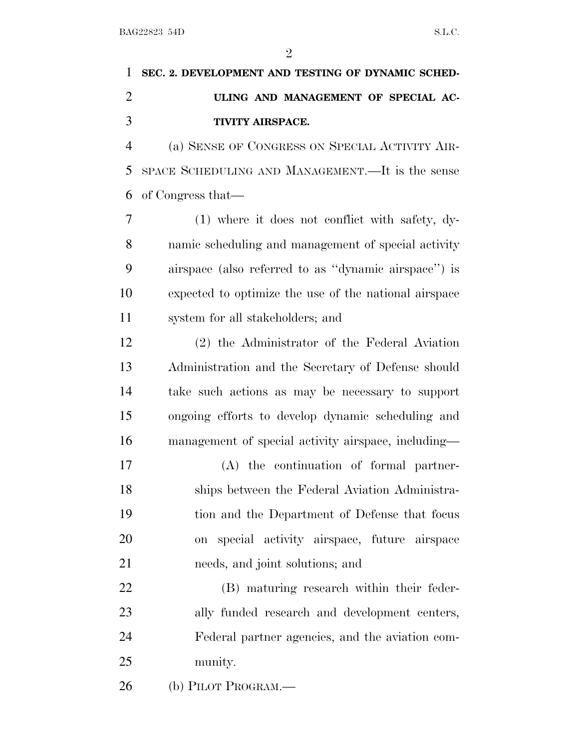## SEC. 2. DEVELOPMENT AND TESTING OF DYNAMIC SCHEDULING AND MANAGEMENT OF SPECIAL ACTIVITY AIRSPACE.

(a) SENSE OF CONGRESS ON SPECIAL ACTIVITY AIRSPACE SCHEDULING AND MANAGEMENT.—It is the sense of Congress that—

(1) where it does not conflict with safety, dynamic scheduling and management of special activity airspace (also referred to as "dynamic airspace") is expected to optimize the use of the national airspace system for all stakeholders; and

(2) the Administrator of the Federal Aviation Administration and the Secretary of Defense should take such actions as may be necessary to support ongoing efforts to develop dynamic scheduling and management of special activity airspace, including—

(A) the continuation of formal partnerships between the Federal Aviation Administration and the Department of Defense that focus on special activity airspace, future airspace needs, and joint solutions; and

(B) maturing research within their federally funded research and development centers, Federal partner agencies, and the aviation community.

(b) PILOT PROGRAM.—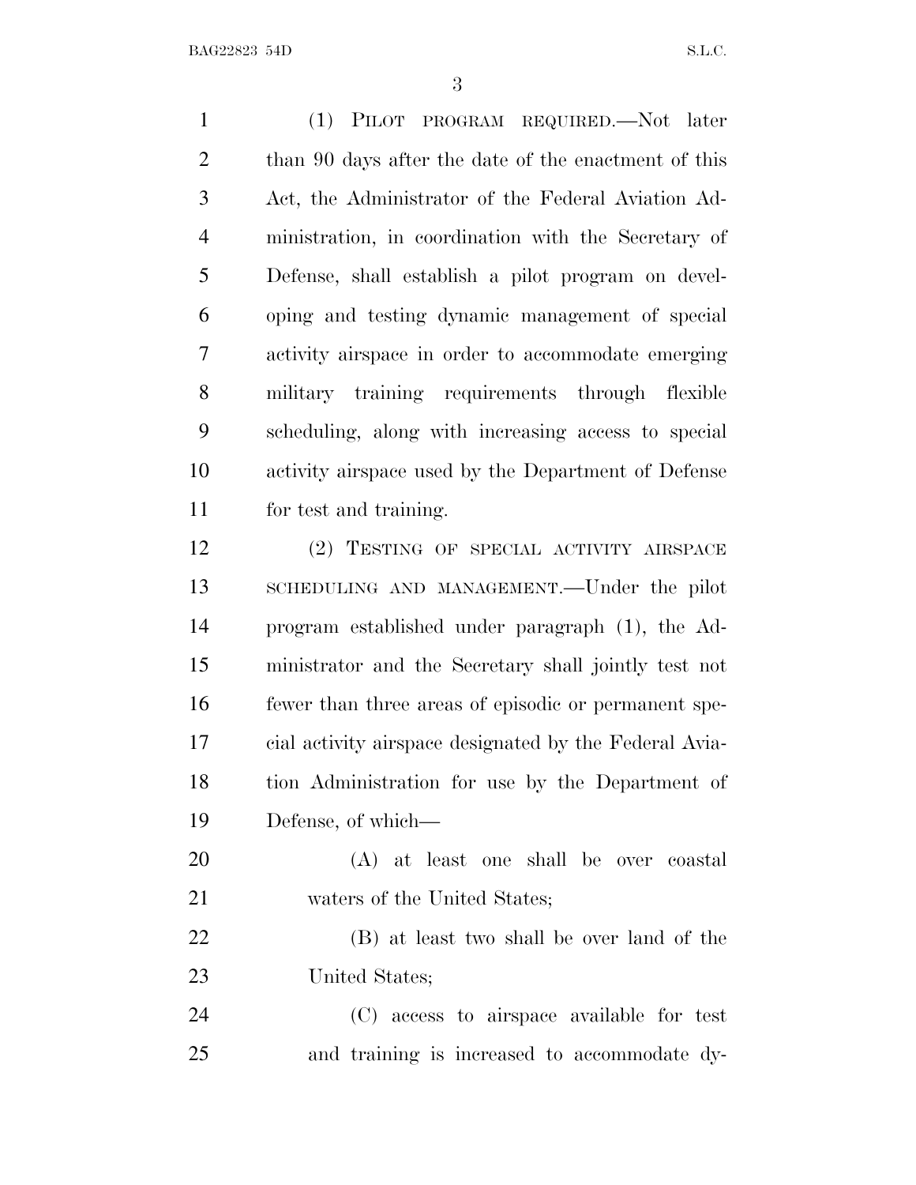(1) PILOT PROGRAM REQUIRED.—Not later than 90 days after the date of the enactment of this Act, the Administrator of the Federal Aviation Administration, in coordination with the Secretary of Defense, shall establish a pilot program on developing and testing dynamic management of special activity airspace in order to accommodate emerging military training requirements through flexible scheduling, along with increasing access to special activity airspace used by the Department of Defense for test and training.

(2) TESTING OF SPECIAL ACTIVITY AIRSPACE SCHEDULING AND MANAGEMENT.—Under the pilot program established under paragraph (1), the Administrator and the Secretary shall jointly test not fewer than three areas of episodic or permanent special activity airspace designated by the Federal Aviation Administration for use by the Department of Defense, of which—

(A) at least one shall be over coastal waters of the United States;

(B) at least two shall be over land of the United States;

(C) access to airspace available for test and training is increased to accommodate dy-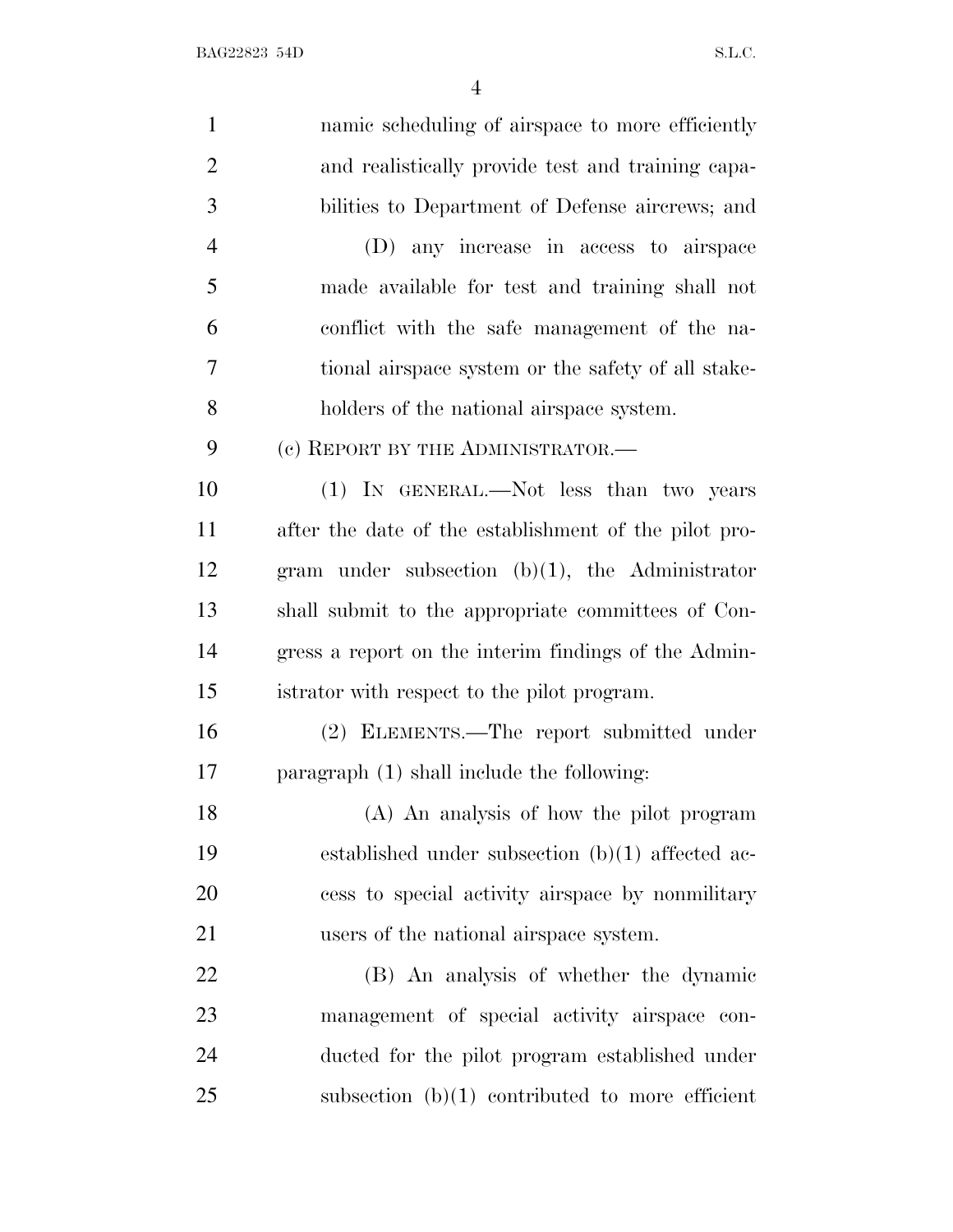namic scheduling of airspace to more efficiently and realistically provide test and training capabilities to Department of Defense aircrews; and

(D) any increase in access to airspace made available for test and training shall not conflict with the safe management of the national airspace system or the safety of all stakeholders of the national airspace system.

(c) REPORT BY THE ADMINISTRATOR.—

(1) IN GENERAL.—Not less than two years after the date of the establishment of the pilot program under subsection (b)(1), the Administrator shall submit to the appropriate committees of Congress a report on the interim findings of the Administrator with respect to the pilot program.

(2) ELEMENTS.—The report submitted under paragraph (1) shall include the following:

(A) An analysis of how the pilot program established under subsection (b)(1) affected access to special activity airspace by nonmilitary users of the national airspace system.

(B) An analysis of whether the dynamic management of special activity airspace conducted for the pilot program established under subsection (b)(1) contributed to more efficient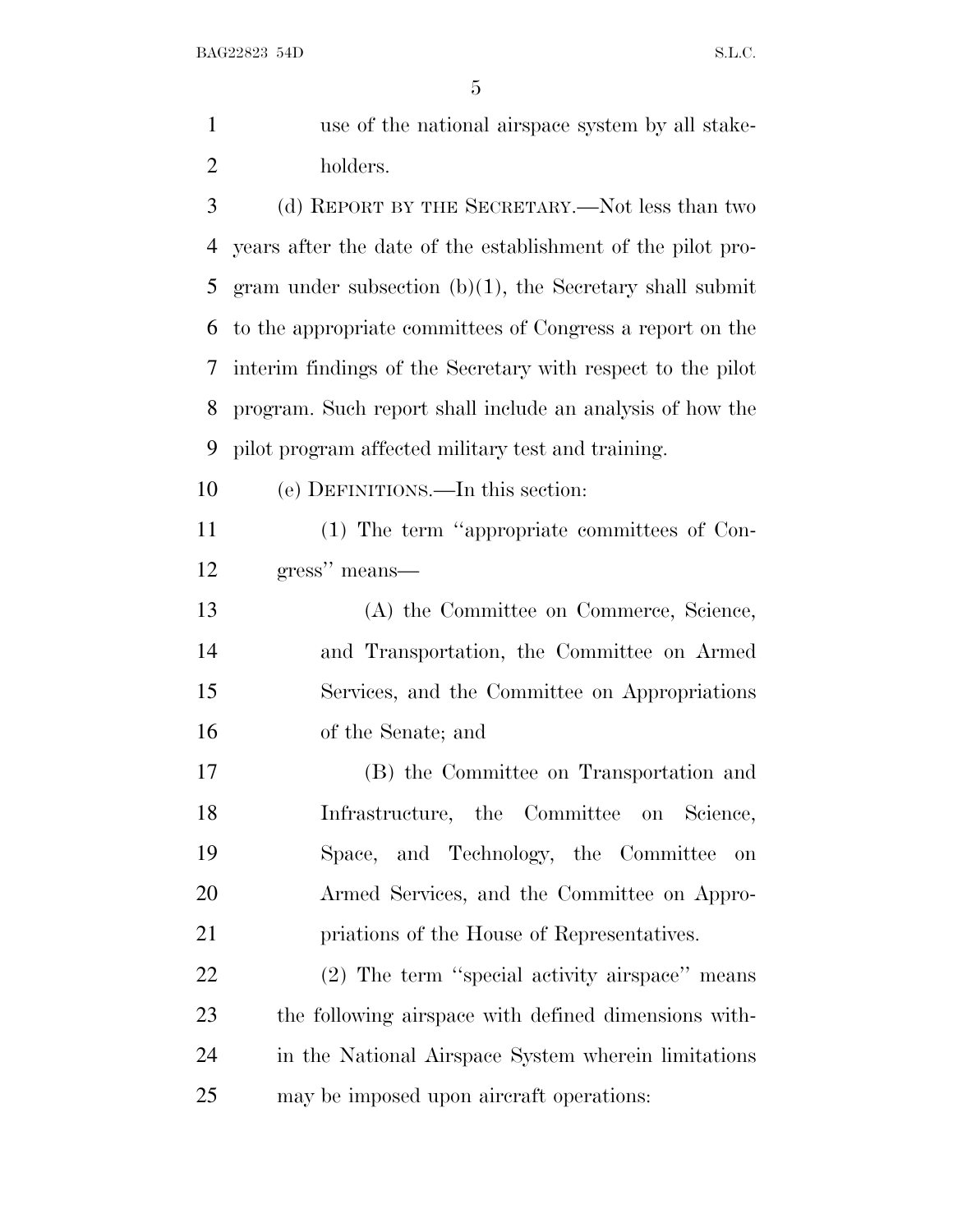use of the national airspace system by all stakeholders.

(d) REPORT BY THE SECRETARY.—Not less than two years after the date of the establishment of the pilot program under subsection (b)(1), the Secretary shall submit to the appropriate committees of Congress a report on the interim findings of the Secretary with respect to the pilot program. Such report shall include an analysis of how the pilot program affected military test and training.

(e) DEFINITIONS.—In this section:

(1) The term "appropriate committees of Congress" means—

(A) the Committee on Commerce, Science, and Transportation, the Committee on Armed Services, and the Committee on Appropriations of the Senate; and

(B) the Committee on Transportation and Infrastructure, the Committee on Science, Space, and Technology, the Committee on Armed Services, and the Committee on Appropriations of the House of Representatives.

(2) The term "special activity airspace" means the following airspace with defined dimensions within the National Airspace System wherein limitations may be imposed upon aircraft operations: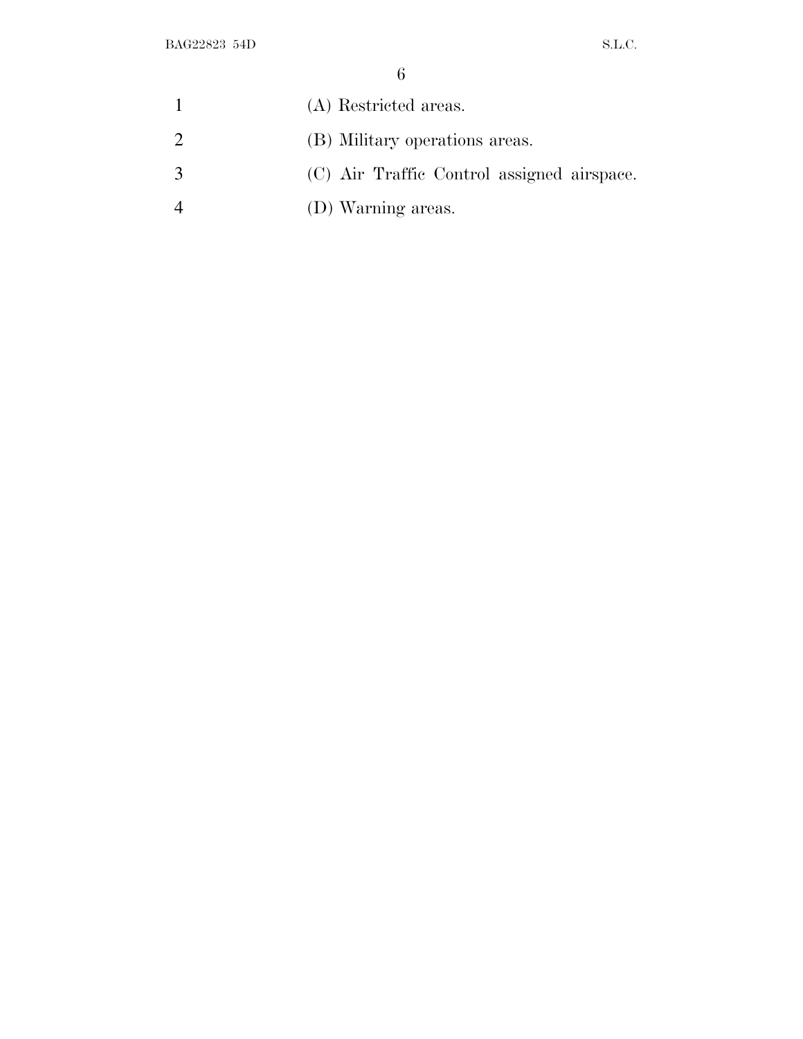(A) Restricted areas.

(B) Military operations areas.

(C) Air Traffic Control assigned airspace.

(D) Warning areas.